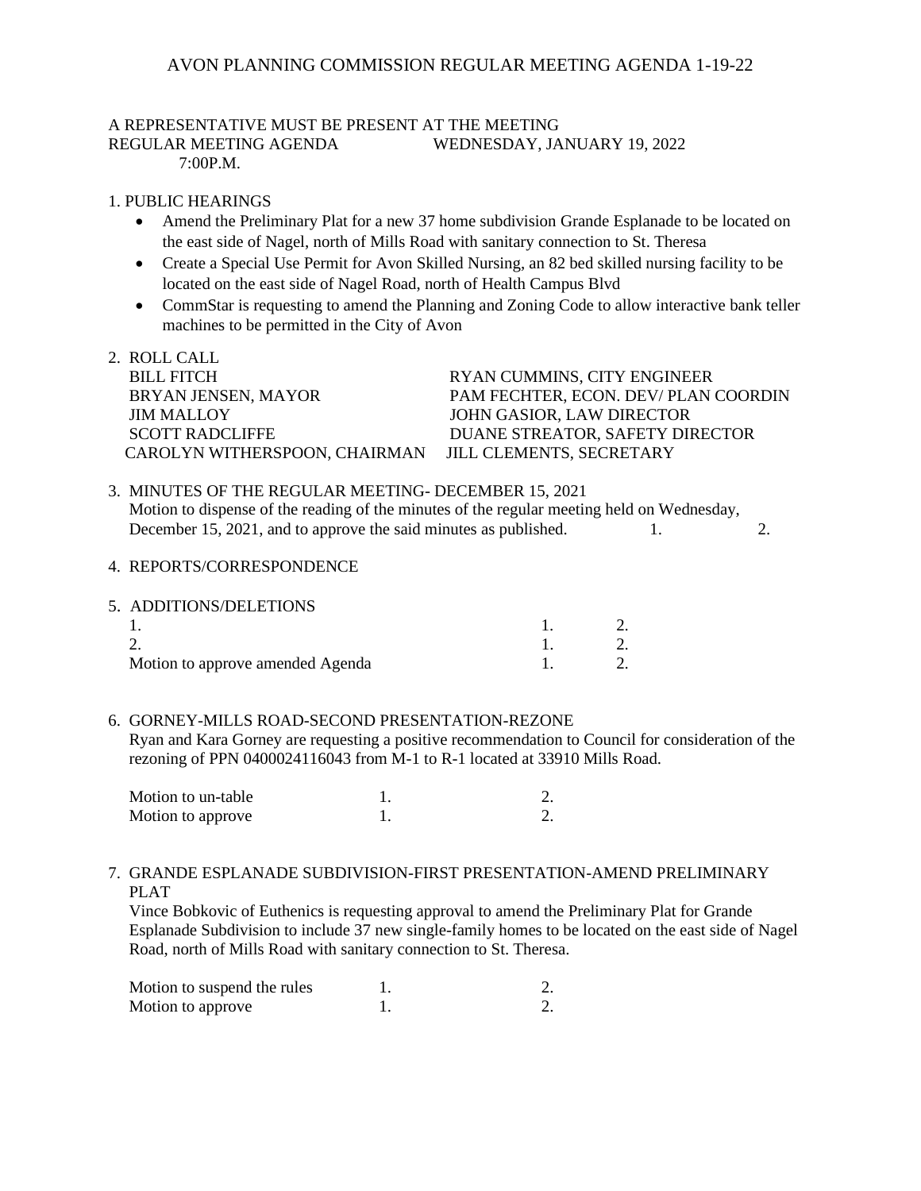# AVON PLANNING COMMISSION REGULAR MEETING AGENDA 1-19-22

A REPRESENTATIVE MUST BE PRESENT AT THE MEETING
REGULAR MEETING AGENDA WEDNESDAY, JANUARY 19, 2022
7:00P.M.

1. PUBLIC HEARINGS
   - Amend the Preliminary Plat for a new 37 home subdivision Grande Esplanade to be located on the east side of Nagel, north of Mills Road with sanitary connection to St. Theresa
   - Create a Special Use Permit for Avon Skilled Nursing, an 82 bed skilled nursing facility to be located on the east side of Nagel Road, north of Health Campus Blvd
   - CommStar is requesting to amend the Planning and Zoning Code to allow interactive bank teller machines to be permitted in the City of Avon

2. ROLL CALL

| | |
|---|---|
| BILL FITCH | RYAN CUMMINS, CITY ENGINEER |
| BRYAN JENSEN, MAYOR | PAM FECHTER, ECON. DEV/ PLAN COORDIN |
| JIM MALLOY | JOHN GASIOR, LAW DIRECTOR |
| SCOTT RADCLIFFE | DUANE STREATOR, SAFETY DIRECTOR |
| CAROLYN WITHERSPOON, CHAIRMAN | JILL CLEMENTS, SECRETARY |

3. MINUTES OF THE REGULAR MEETING- DECEMBER 15, 2021
   Motion to dispense of the reading of the minutes of the regular meeting held on Wednesday, December 15, 2021, and to approve the said minutes as published. 1. 2.

4. REPORTS/CORRESPONDENCE

5. ADDITIONS/DELETIONS

| | | |
|---|---|---|
| 1. | 1. | 2. |
| 2. | 1. | 2. |
| Motion to approve amended Agenda | 1. | 2. |

6. GORNEY-MILLS ROAD-SECOND PRESENTATION-REZONE
   Ryan and Kara Gorney are requesting a positive recommendation to Council for consideration of the rezoning of PPN 0400024116043 from M-1 to R-1 located at 33910 Mills Road.

| | | |
|---|---|---|
| Motion to un-table | 1. | 2. |
| Motion to approve | 1. | 2. |

7. GRANDE ESPLANADE SUBDIVISION-FIRST PRESENTATION-AMEND PRELIMINARY PLAT
   Vince Bobkovic of Euthenics is requesting approval to amend the Preliminary Plat for Grande Esplanade Subdivision to include 37 new single-family homes to be located on the east side of Nagel Road, north of Mills Road with sanitary connection to St. Theresa.

| | | |
|---|---|---|
| Motion to suspend the rules | 1. | 2. |
| Motion to approve | 1. | 2. |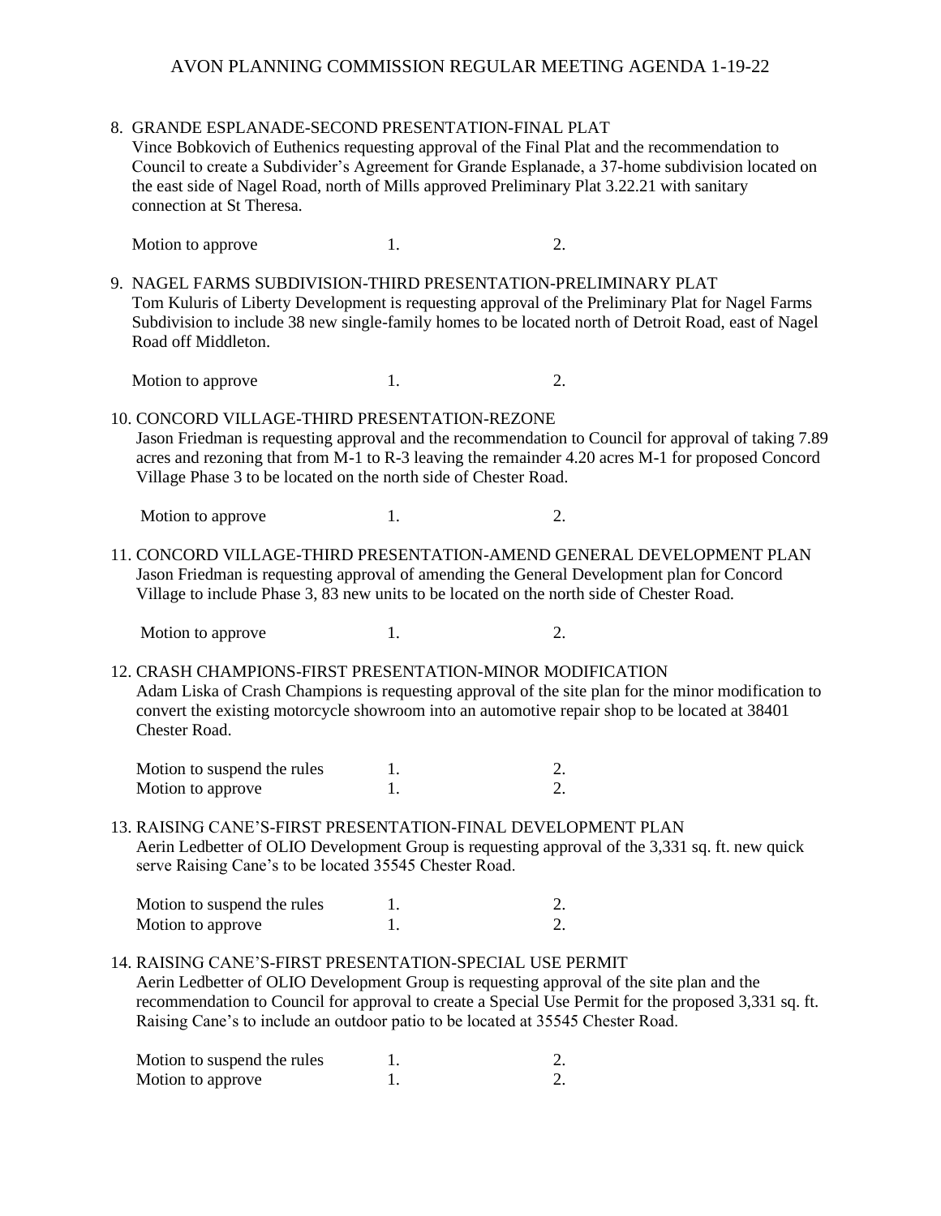8. GRANDE ESPLANADE-SECOND PRESENTATION-FINAL PLAT
   Vince Bobkovich of Euthenics requesting approval of the Final Plat and the recommendation to Council to create a Subdivider's Agreement for Grande Esplanade, a 37-home subdivision located on the east side of Nagel Road, north of Mills approved Preliminary Plat 3.22.21 with sanitary connection at St Theresa.

   Motion to approve 1. 2.

9. NAGEL FARMS SUBDIVISION-THIRD PRESENTATION-PRELIMINARY PLAT
   Tom Kuluris of Liberty Development is requesting approval of the Preliminary Plat for Nagel Farms Subdivision to include 38 new single-family homes to be located north of Detroit Road, east of Nagel Road off Middleton.

   Motion to approve 1. 2.

10. CONCORD VILLAGE-THIRD PRESENTATION-REZONE
    Jason Friedman is requesting approval and the recommendation to Council for approval of taking 7.89 acres and rezoning that from M-1 to R-3 leaving the remainder 4.20 acres M-1 for proposed Concord Village Phase 3 to be located on the north side of Chester Road.

    Motion to approve 1. 2.

11. CONCORD VILLAGE-THIRD PRESENTATION-AMEND GENERAL DEVELOPMENT PLAN
    Jason Friedman is requesting approval of amending the General Development plan for Concord Village to include Phase 3, 83 new units to be located on the north side of Chester Road.

    Motion to approve 1. 2.

12. CRASH CHAMPIONS-FIRST PRESENTATION-MINOR MODIFICATION
    Adam Liska of Crash Champions is requesting approval of the site plan for the minor modification to convert the existing motorcycle showroom into an automotive repair shop to be located at 38401 Chester Road.

    Motion to suspend the rules 1. 2.
    Motion to approve 1. 2.

13. RAISING CANE'S-FIRST PRESENTATION-FINAL DEVELOPMENT PLAN
    Aerin Ledbetter of OLIO Development Group is requesting approval of the 3,331 sq. ft. new quick serve Raising Cane's to be located 35545 Chester Road.

    Motion to suspend the rules 1. 2.
    Motion to approve 1. 2.

14. RAISING CANE'S-FIRST PRESENTATION-SPECIAL USE PERMIT
    Aerin Ledbetter of OLIO Development Group is requesting approval of the site plan and the recommendation to Council for approval to create a Special Use Permit for the proposed 3,331 sq. ft. Raising Cane's to include an outdoor patio to be located at 35545 Chester Road.

    Motion to suspend the rules 1. 2.
    Motion to approve 1. 2.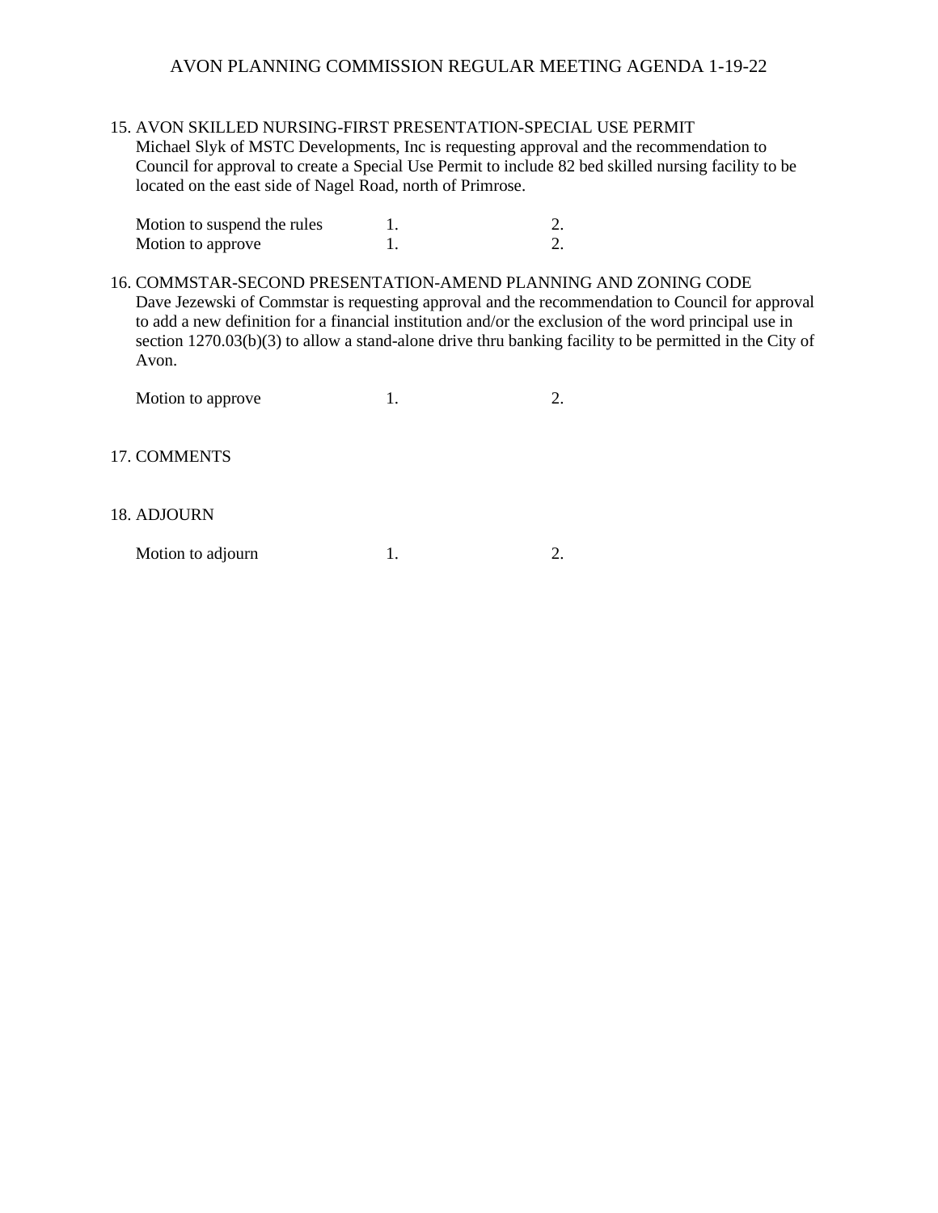15. AVON SKILLED NURSING-FIRST PRESENTATION-SPECIAL USE PERMIT
    Michael Slyk of MSTC Developments, Inc is requesting approval and the recommendation to Council for approval to create a Special Use Permit to include 82 bed skilled nursing facility to be located on the east side of Nagel Road, north of Primrose.

| | | |
|---|---|---|
| Motion to suspend the rules | 1. | 2. |
| Motion to approve | 1. | 2. |

16. COMMSTAR-SECOND PRESENTATION-AMEND PLANNING AND ZONING CODE
    Dave Jezewski of Commstar is requesting approval and the recommendation to Council for approval to add a new definition for a financial institution and/or the exclusion of the word principal use in section 1270.03(b)(3) to allow a stand-alone drive thru banking facility to be permitted in the City of Avon.

| | | |
|---|---|---|
| Motion to approve | 1. | 2. |

17. COMMENTS

18. ADJOURN

| | | |
|---|---|---|
| Motion to adjourn | 1. | 2. |